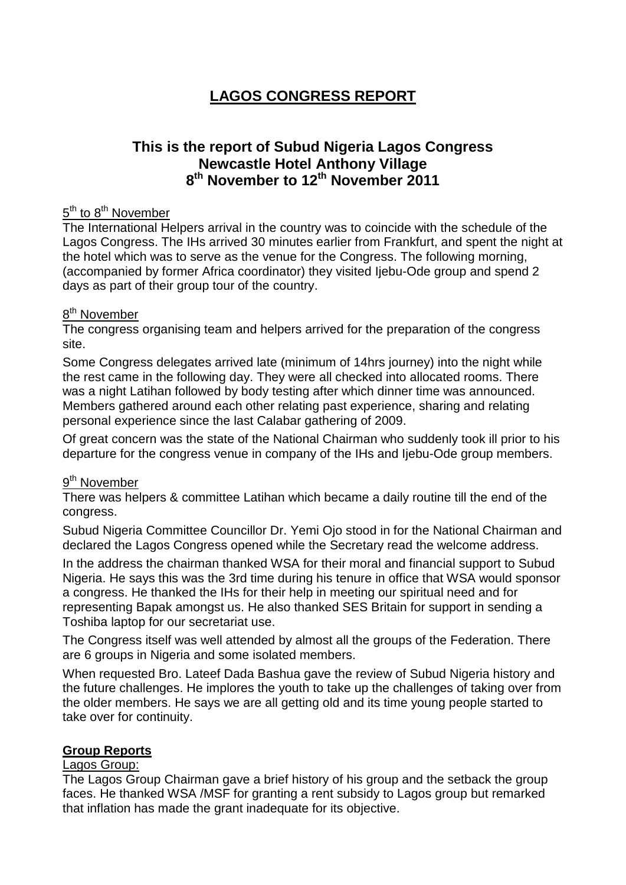# LAGOS CONGRESS REPORT

## This is the report of Subud Nigeria Lagos Congress Newcastle Hotel Anthony Village 8th November to 12th November 2011

5th to 8th November

The International Helpers arrival in the country was to coincide with the schedule of the Lagos Congress. The IHs arrived 30 minutes earlier from Frankfurt, and spent the night at the hotel which was to serve as the venue for the Congress. The following morning, (accompanied by former Africa coordinator) they visited Ijebu-Ode group and spend 2 days as part of their group tour of the country.

8th November

The congress organising team and helpers arrived for the preparation of the congress site.

Some Congress delegates arrived late (minimum of 14hrs journey) into the night while the rest came in the following day. They were all checked into allocated rooms. There was a night Latihan followed by body testing after which dinner time was announced. Members gathered around each other relating past experience, sharing and relating personal experience since the last Calabar gathering of 2009.

Of great concern was the state of the National Chairman who suddenly took ill prior to his departure for the congress venue in company of the IHs and Ijebu-Ode group members.

9th November

There was helpers & committee Latihan which became a daily routine till the end of the congress.

Subud Nigeria Committee Councillor Dr. Yemi Ojo stood in for the National Chairman and declared the Lagos Congress opened while the Secretary read the welcome address.

In the address the chairman thanked WSA for their moral and financial support to Subud Nigeria. He says this was the 3rd time during his tenure in office that WSA would sponsor a congress. He thanked the IHs for their help in meeting our spiritual need and for representing Bapak amongst us. He also thanked SES Britain for support in sending a Toshiba laptop for our secretariat use.

The Congress itself was well attended by almost all the groups of the Federation. There are 6 groups in Nigeria and some isolated members.

When requested Bro. Lateef Dada Bashua gave the review of Subud Nigeria history and the future challenges. He implores the youth to take up the challenges of taking over from the older members. He says we are all getting old and its time young people started to take over for continuity.

**Group Reports**

Lagos Group:

The Lagos Group Chairman gave a brief history of his group and the setback the group faces. He thanked WSA /MSF for granting a rent subsidy to Lagos group but remarked that inflation has made the grant inadequate for its objective.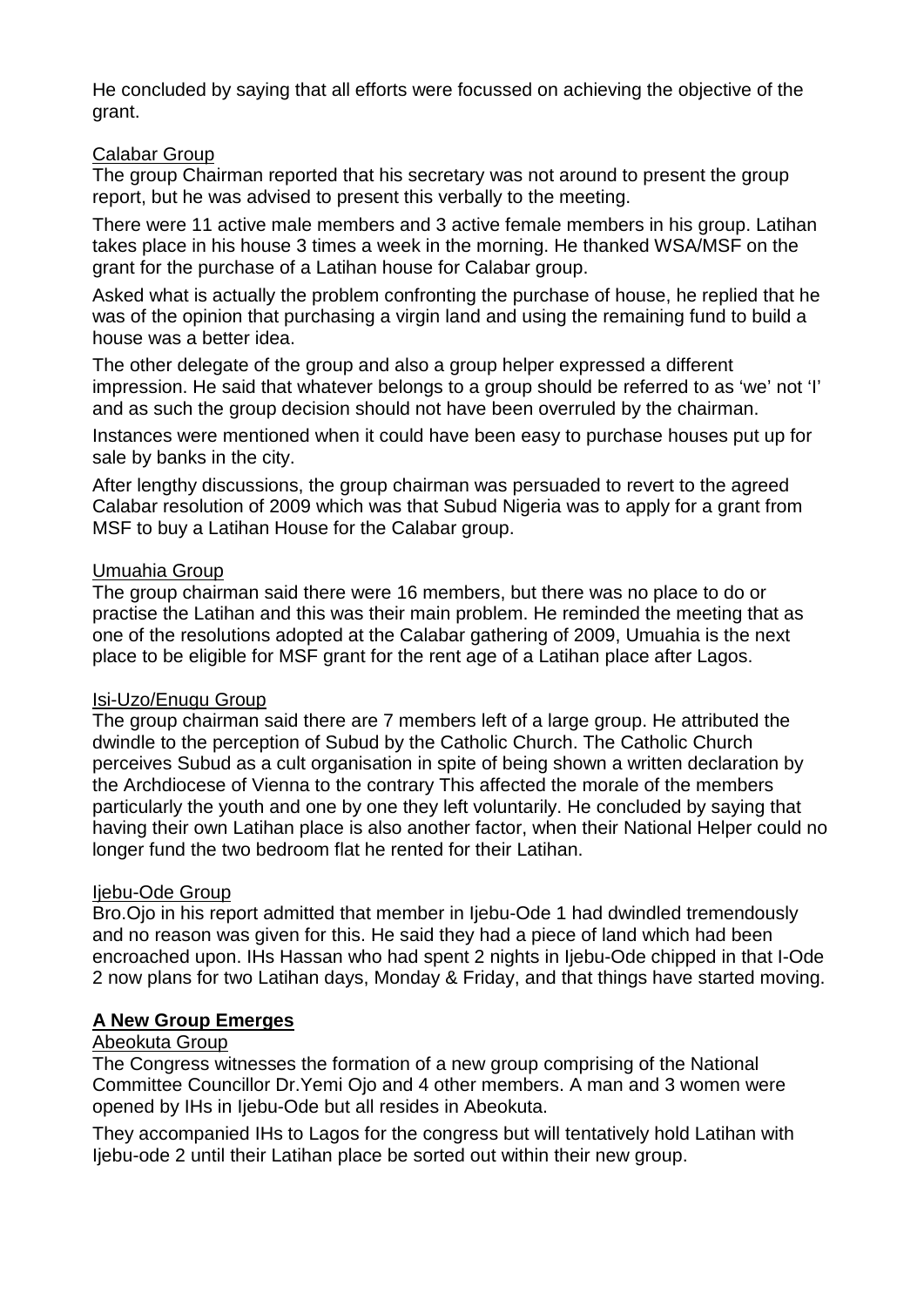He concluded by saying that all efforts were focussed on achieving the objective of the grant.

Calabar Group

The group Chairman reported that his secretary was not around to present the group report, but he was advised to present this verbally to the meeting.

There were 11 active male members and 3 active female members in his group. Latihan takes place in his house 3 times a week in the morning. He thanked WSA/MSF on the grant for the purchase of a Latihan house for Calabar group.

Asked what is actually the problem confronting the purchase of house, he replied that he was of the opinion that purchasing a virgin land and using the remaining fund to build a house was a better idea.

The other delegate of the group and also a group helper expressed a different impression. He said that whatever belongs to a group should be referred to as 'we' not 'I' and as such the group decision should not have been overruled by the chairman.

Instances were mentioned when it could have been easy to purchase houses put up for sale by banks in the city.

After lengthy discussions, the group chairman was persuaded to revert to the agreed Calabar resolution of 2009 which was that Subud Nigeria was to apply for a grant from MSF to buy a Latihan House for the Calabar group.

Umuahia Group

The group chairman said there were 16 members, but there was no place to do or practise the Latihan and this was their main problem. He reminded the meeting that as one of the resolutions adopted at the Calabar gathering of 2009, Umuahia is the next place to be eligible for MSF grant for the rent age of a Latihan place after Lagos.

Isi-Uzo/Enugu Group

The group chairman said there are 7 members left of a large group. He attributed the dwindle to the perception of Subud by the Catholic Church. The Catholic Church perceives Subud as a cult organisation in spite of being shown a written declaration by the Archdiocese of Vienna to the contrary This affected the morale of the members particularly the youth and one by one they left voluntarily. He concluded by saying that having their own Latihan place is also another factor, when their National Helper could no longer fund the two bedroom flat he rented for their Latihan.

Ijebu-Ode Group

Bro.Ojo in his report admitted that member in Ijebu-Ode 1 had dwindled tremendously and no reason was given for this. He said they had a piece of land which had been encroached upon. IHs Hassan who had spent 2 nights in Ijebu-Ode chipped in that I-Ode 2 now plans for two Latihan days, Monday & Friday, and that things have started moving.

## A New Group Emerges

Abeokuta Group

The Congress witnesses the formation of a new group comprising of the National Committee Councillor Dr.Yemi Ojo and 4 other members. A man and 3 women were opened by IHs in Ijebu-Ode but all resides in Abeokuta.

They accompanied IHs to Lagos for the congress but will tentatively hold Latihan with Ijebu-ode 2 until their Latihan place be sorted out within their new group.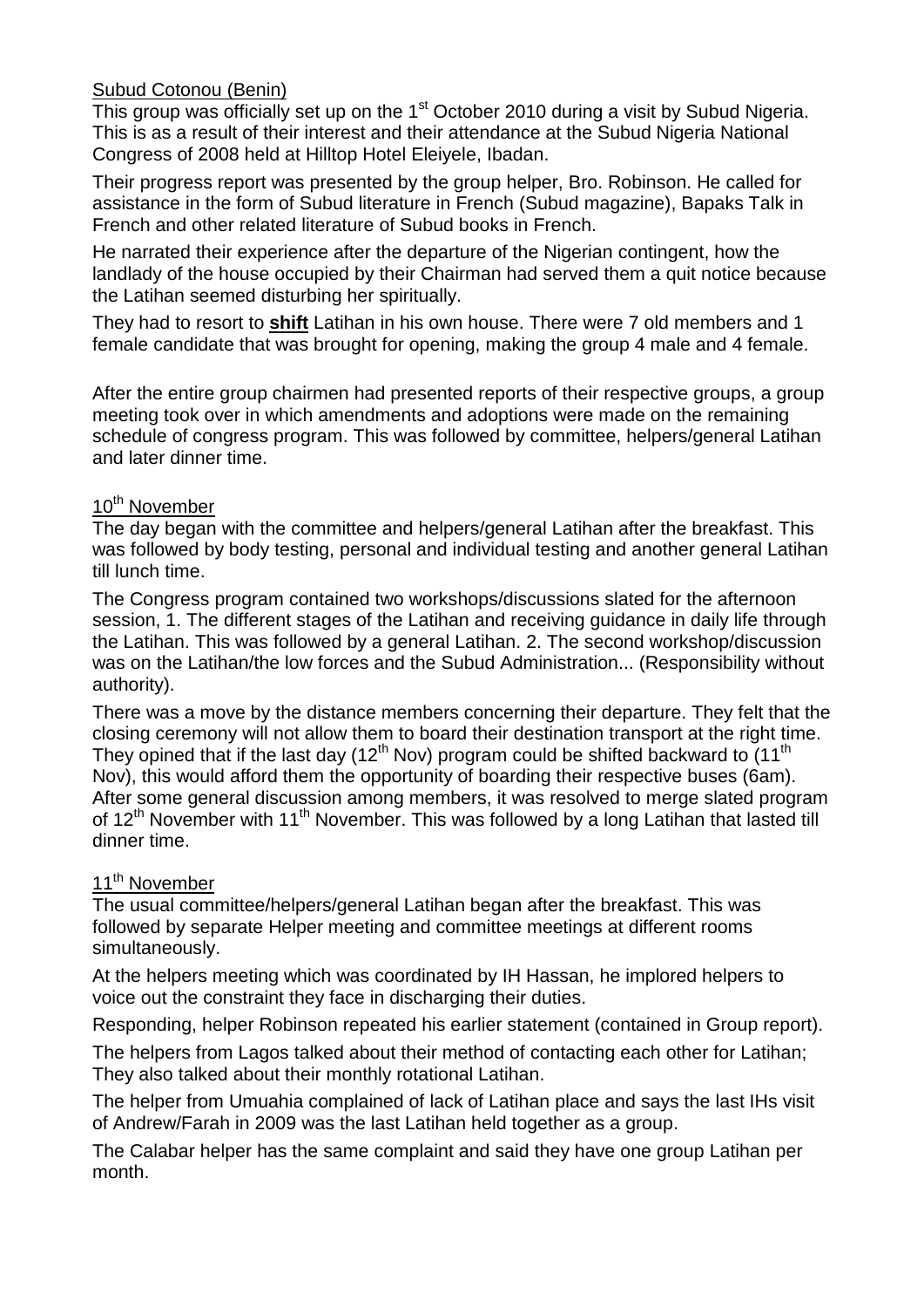Subud Cotonou (Benin)

This group was officially set up on the 1st October 2010 during a visit by Subud Nigeria. This is as a result of their interest and their attendance at the Subud Nigeria National Congress of 2008 held at Hilltop Hotel Eleiyele, Ibadan.

Their progress report was presented by the group helper, Bro. Robinson. He called for assistance in the form of Subud literature in French (Subud magazine), Bapaks Talk in French and other related literature of Subud books in French.

He narrated their experience after the departure of the Nigerian contingent, how the landlady of the house occupied by their Chairman had served them a quit notice because the Latihan seemed disturbing her spiritually.

They had to resort to **shift** Latihan in his own house. There were 7 old members and 1 female candidate that was brought for opening, making the group 4 male and 4 female.

After the entire group chairmen had presented reports of their respective groups, a group meeting took over in which amendments and adoptions were made on the remaining schedule of congress program. This was followed by committee, helpers/general Latihan and later dinner time.

10th November

The day began with the committee and helpers/general Latihan after the breakfast. This was followed by body testing, personal and individual testing and another general Latihan till lunch time.

The Congress program contained two workshops/discussions slated for the afternoon session, 1. The different stages of the Latihan and receiving guidance in daily life through the Latihan. This was followed by a general Latihan. 2. The second workshop/discussion was on the Latihan/the low forces and the Subud Administration... (Responsibility without authority).

There was a move by the distance members concerning their departure. They felt that the closing ceremony will not allow them to board their destination transport at the right time. They opined that if the last day (12th Nov) program could be shifted backward to (11th Nov), this would afford them the opportunity of boarding their respective buses (6am). After some general discussion among members, it was resolved to merge slated program of 12th November with 11th November. This was followed by a long Latihan that lasted till dinner time.

11th November

The usual committee/helpers/general Latihan began after the breakfast. This was followed by separate Helper meeting and committee meetings at different rooms simultaneously.

At the helpers meeting which was coordinated by IH Hassan, he implored helpers to voice out the constraint they face in discharging their duties.

Responding, helper Robinson repeated his earlier statement (contained in Group report).

The helpers from Lagos talked about their method of contacting each other for Latihan; They also talked about their monthly rotational Latihan.

The helper from Umuahia complained of lack of Latihan place and says the last IHs visit of Andrew/Farah in 2009 was the last Latihan held together as a group.

The Calabar helper has the same complaint and said they have one group Latihan per month.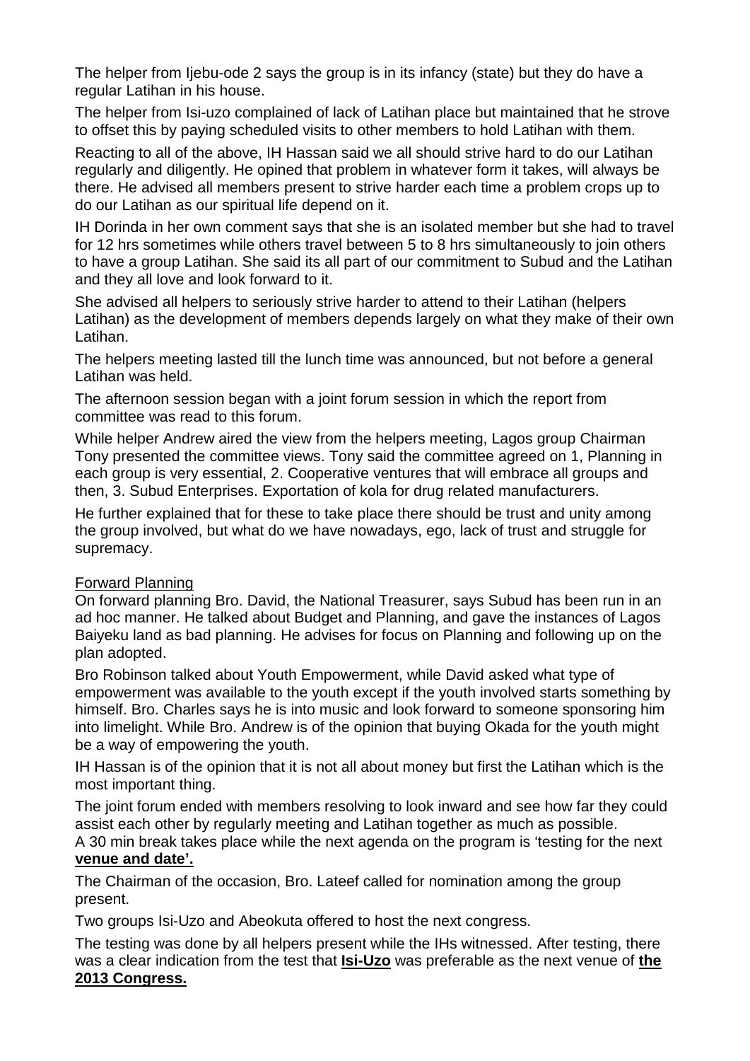The helper from Ijebu-ode 2 says the group is in its infancy (state) but they do have a regular Latihan in his house.

The helper from Isi-uzo complained of lack of Latihan place but maintained that he strove to offset this by paying scheduled visits to other members to hold Latihan with them.

Reacting to all of the above, IH Hassan said we all should strive hard to do our Latihan regularly and diligently. He opined that problem in whatever form it takes, will always be there. He advised all members present to strive harder each time a problem crops up to do our Latihan as our spiritual life depend on it.

IH Dorinda in her own comment says that she is an isolated member but she had to travel for 12 hrs sometimes while others travel between 5 to 8 hrs simultaneously to join others to have a group Latihan. She said its all part of our commitment to Subud and the Latihan and they all love and look forward to it.

She advised all helpers to seriously strive harder to attend to their Latihan (helpers Latihan) as the development of members depends largely on what they make of their own Latihan.

The helpers meeting lasted till the lunch time was announced, but not before a general Latihan was held.

The afternoon session began with a joint forum session in which the report from committee was read to this forum.

While helper Andrew aired the view from the helpers meeting, Lagos group Chairman Tony presented the committee views. Tony said the committee agreed on 1, Planning in each group is very essential, 2. Cooperative ventures that will embrace all groups and then, 3. Subud Enterprises. Exportation of kola for drug related manufacturers.

He further explained that for these to take place there should be trust and unity among the group involved, but what do we have nowadays, ego, lack of trust and struggle for supremacy.

<u>Forward Planning</u>

On forward planning Bro. David, the National Treasurer, says Subud has been run in an ad hoc manner. He talked about Budget and Planning, and gave the instances of Lagos Baiyeku land as bad planning. He advises for focus on Planning and following up on the plan adopted.

Bro Robinson talked about Youth Empowerment, while David asked what type of empowerment was available to the youth except if the youth involved starts something by himself. Bro. Charles says he is into music and look forward to someone sponsoring him into limelight. While Bro. Andrew is of the opinion that buying Okada for the youth might be a way of empowering the youth.

IH Hassan is of the opinion that it is not all about money but first the Latihan which is the most important thing.

The joint forum ended with members resolving to look inward and see how far they could assist each other by regularly meeting and Latihan together as much as possible.
A 30 min break takes place while the next agenda on the program is 'testing for the next **<u>venue and date'.</u>**

The Chairman of the occasion, Bro. Lateef called for nomination among the group present.

Two groups Isi-Uzo and Abeokuta offered to host the next congress.

The testing was done by all helpers present while the IHs witnessed. After testing, there was a clear indication from the test that **<u>Isi-Uzo</u>** was preferable as the next venue of **<u>the 2013 Congress.</u>**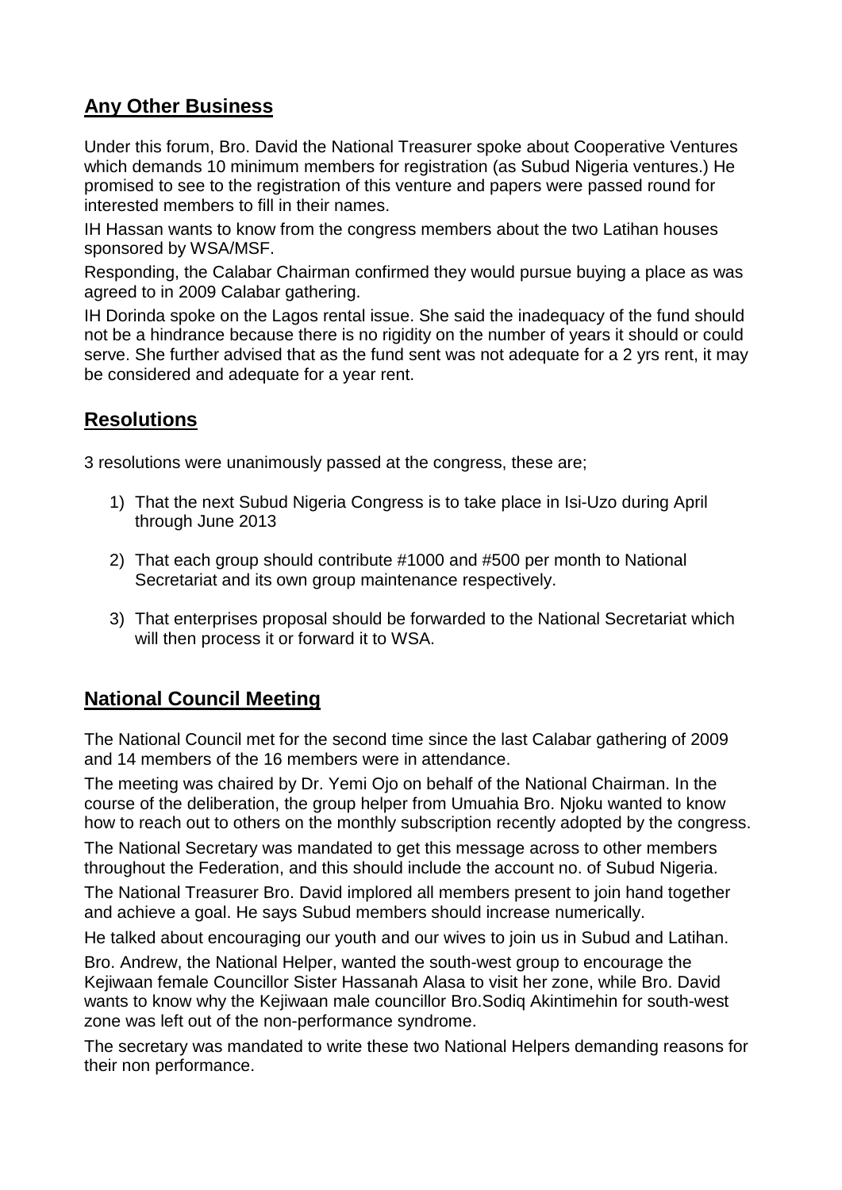## Any Other Business

Under this forum, Bro. David the National Treasurer spoke about Cooperative Ventures which demands 10 minimum members for registration (as Subud Nigeria ventures.) He promised to see to the registration of this venture and papers were passed round for interested members to fill in their names.

IH Hassan wants to know from the congress members about the two Latihan houses sponsored by WSA/MSF.

Responding, the Calabar Chairman confirmed they would pursue buying a place as was agreed to in 2009 Calabar gathering.

IH Dorinda spoke on the Lagos rental issue. She said the inadequacy of the fund should not be a hindrance because there is no rigidity on the number of years it should or could serve. She further advised that as the fund sent was not adequate for a 2 yrs rent, it may be considered and adequate for a year rent.

## Resolutions

3 resolutions were unanimously passed at the congress, these are;

1) That the next Subud Nigeria Congress is to take place in Isi-Uzo during April through June 2013

2) That each group should contribute #1000 and #500 per month to National Secretariat and its own group maintenance respectively.

3) That enterprises proposal should be forwarded to the National Secretariat which will then process it or forward it to WSA.

## National Council Meeting

The National Council met for the second time since the last Calabar gathering of 2009 and 14 members of the 16 members were in attendance.

The meeting was chaired by Dr. Yemi Ojo on behalf of the National Chairman. In the course of the deliberation, the group helper from Umuahia Bro. Njoku wanted to know how to reach out to others on the monthly subscription recently adopted by the congress.

The National Secretary was mandated to get this message across to other members throughout the Federation, and this should include the account no. of Subud Nigeria.

The National Treasurer Bro. David implored all members present to join hand together and achieve a goal. He says Subud members should increase numerically.

He talked about encouraging our youth and our wives to join us in Subud and Latihan.

Bro. Andrew, the National Helper, wanted the south-west group to encourage the Kejiwaan female Councillor Sister Hassanah Alasa to visit her zone, while Bro. David wants to know why the Kejiwaan male councillor Bro.Sodiq Akintimehin for south-west zone was left out of the non-performance syndrome.

The secretary was mandated to write these two National Helpers demanding reasons for their non performance.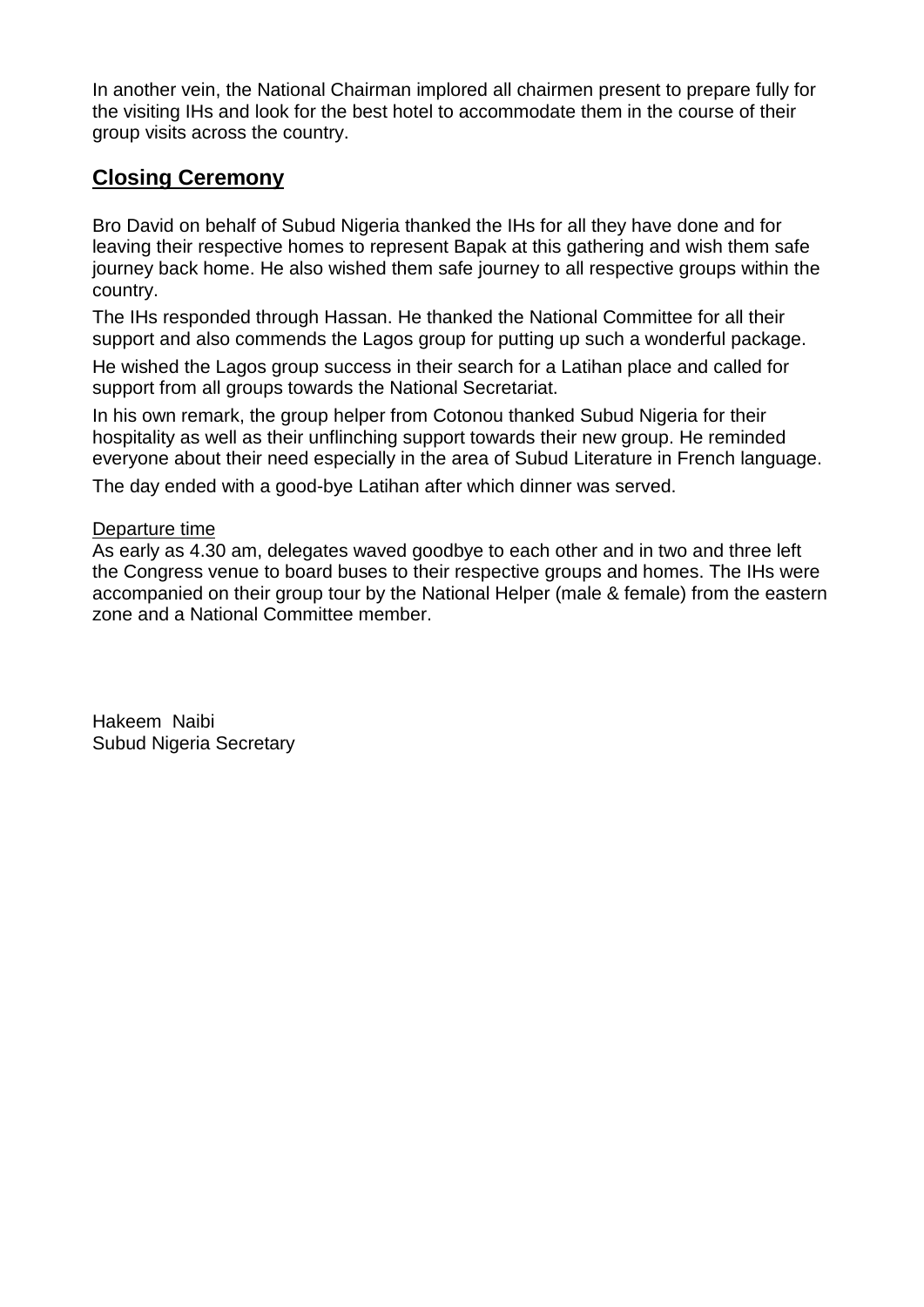In another vein, the National Chairman implored all chairmen present to prepare fully for the visiting IHs and look for the best hotel to accommodate them in the course of their group visits across the country.

## Closing Ceremony

Bro David on behalf of Subud Nigeria thanked the IHs for all they have done and for leaving their respective homes to represent Bapak at this gathering and wish them safe journey back home. He also wished them safe journey to all respective groups within the country.

The IHs responded through Hassan. He thanked the National Committee for all their support and also commends the Lagos group for putting up such a wonderful package.

He wished the Lagos group success in their search for a Latihan place and called for support from all groups towards the National Secretariat.

In his own remark, the group helper from Cotonou thanked Subud Nigeria for their hospitality as well as their unflinching support towards their new group. He reminded everyone about their need especially in the area of Subud Literature in French language.

The day ended with a good-bye Latihan after which dinner was served.

Departure time

As early as 4.30 am, delegates waved goodbye to each other and in two and three left the Congress venue to board buses to their respective groups and homes. The IHs were accompanied on their group tour by the National Helper (male & female) from the eastern zone and a National Committee member.

Hakeem Naibi
Subud Nigeria Secretary